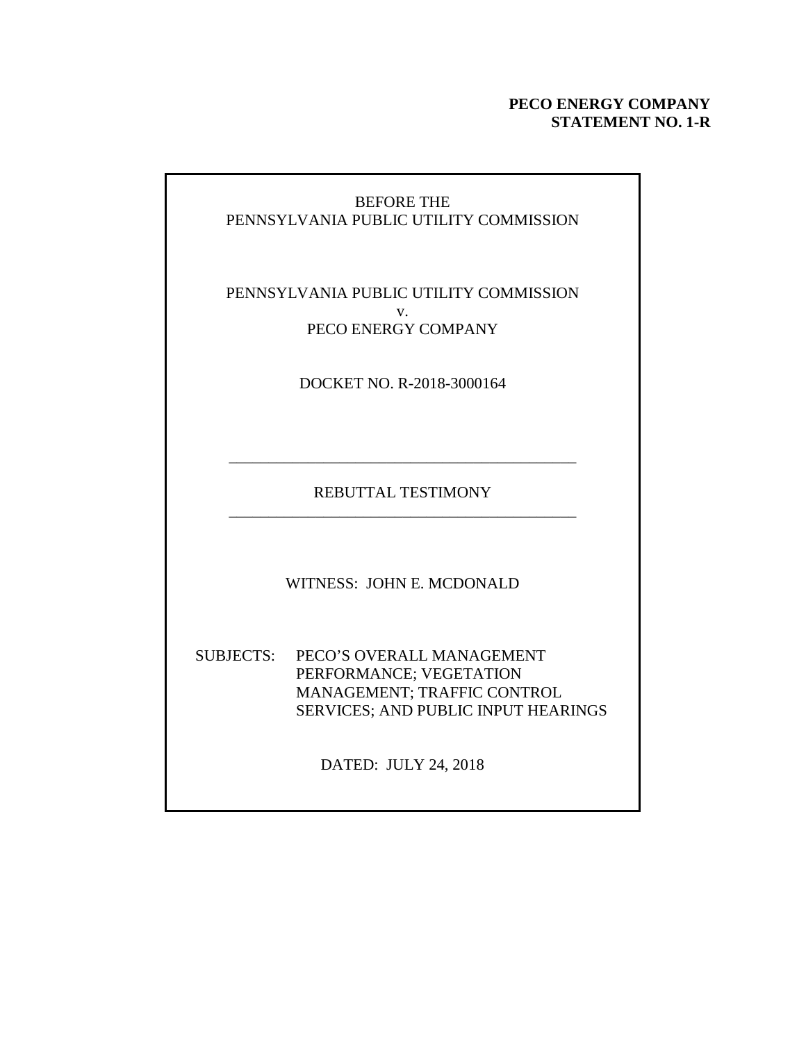**PECO ENERGY COMPANY**
**STATEMENT NO. 1-R**

BEFORE THE
PENNSYLVANIA PUBLIC UTILITY COMMISSION

PENNSYLVANIA PUBLIC UTILITY COMMISSION
v.
PECO ENERGY COMPANY

DOCKET NO. R-2018-3000164

---

REBUTTAL TESTIMONY

---

WITNESS: JOHN E. MCDONALD

SUBJECTS: PECO'S OVERALL MANAGEMENT PERFORMANCE; VEGETATION MANAGEMENT; TRAFFIC CONTROL SERVICES; AND PUBLIC INPUT HEARINGS

DATED: JULY 24, 2018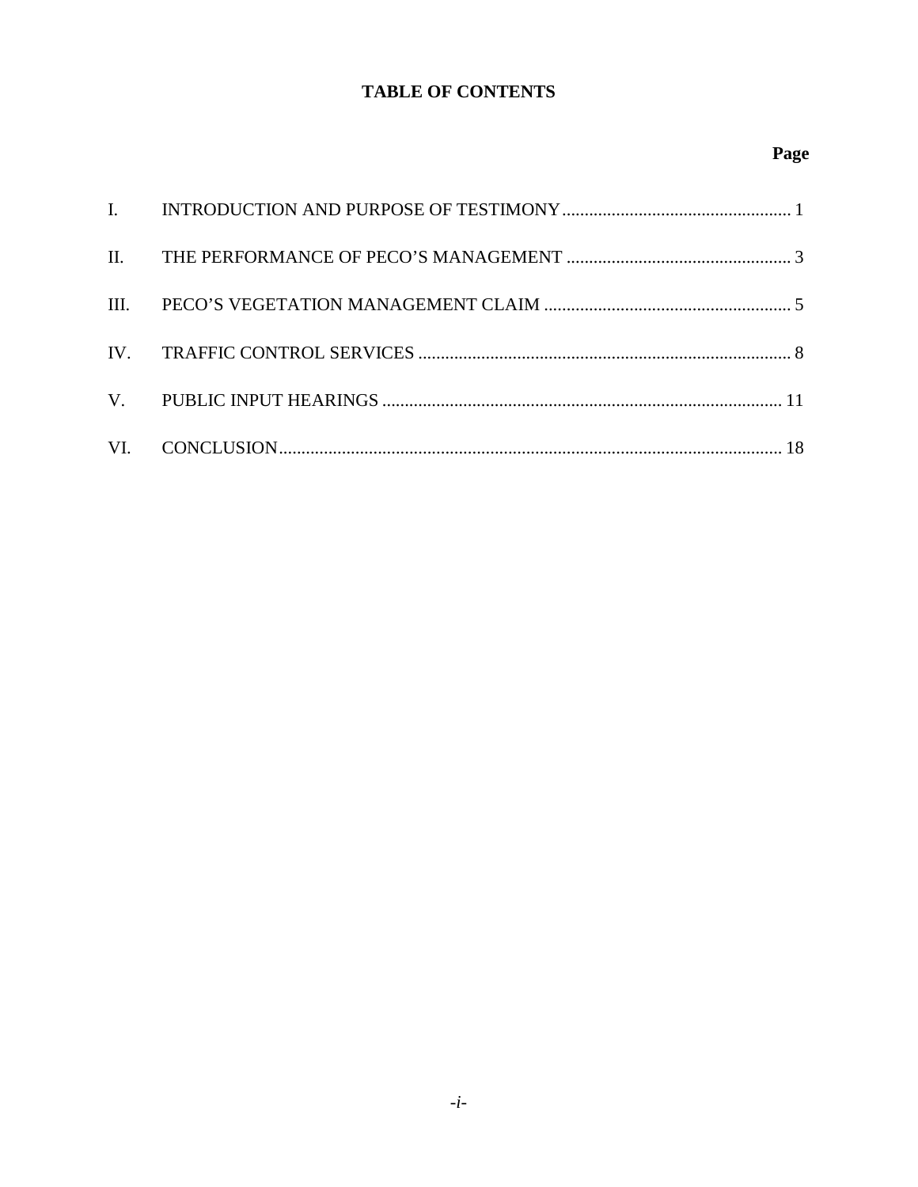# TABLE OF CONTENTS

| | | Page |
|---|---|---|
| I. | INTRODUCTION AND PURPOSE OF TESTIMONY | 1 |
| II. | THE PERFORMANCE OF PECO'S MANAGEMENT | 3 |
| III. | PECO'S VEGETATION MANAGEMENT CLAIM | 5 |
| IV. | TRAFFIC CONTROL SERVICES | 8 |
| V. | PUBLIC INPUT HEARINGS | 11 |
| VI. | CONCLUSION | 18 |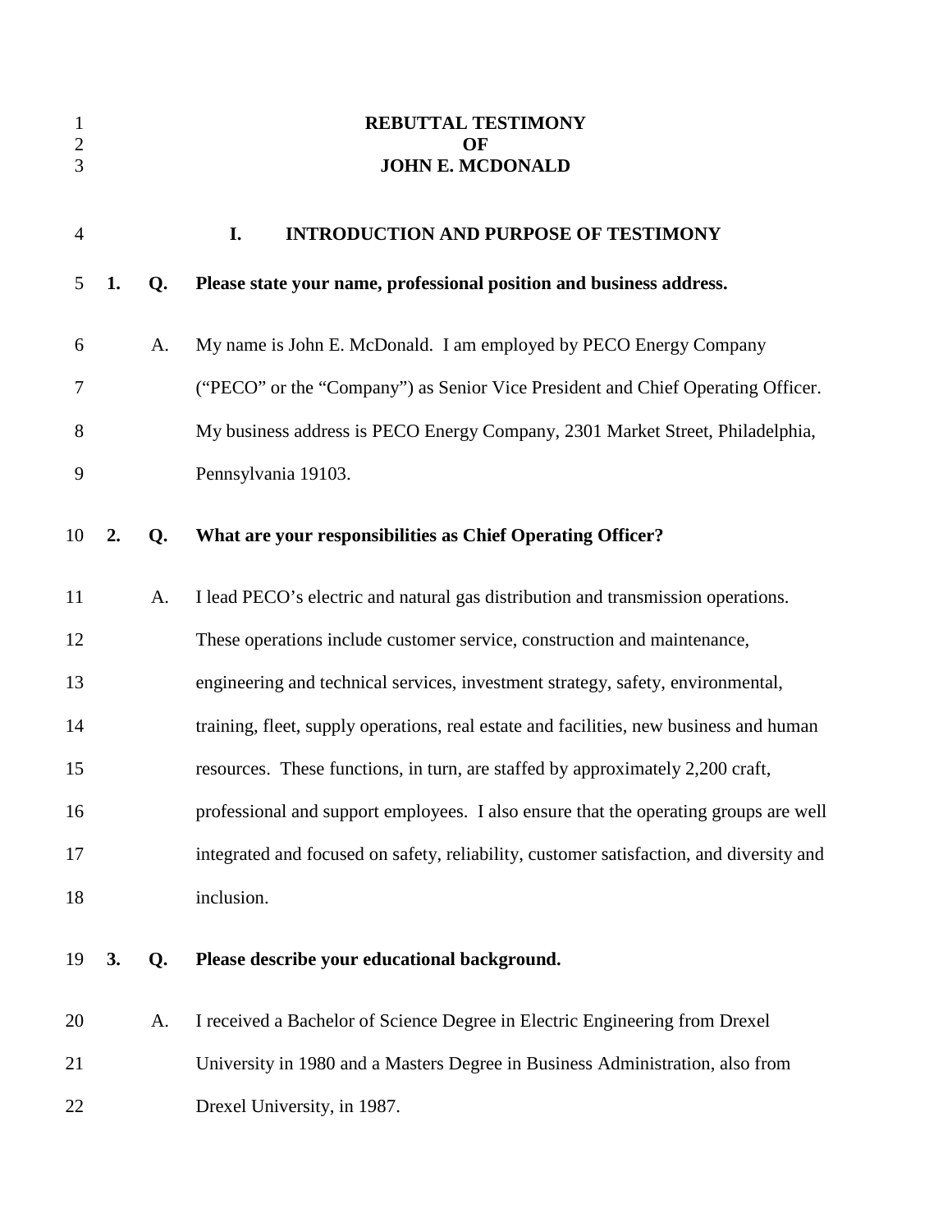**REBUTTAL TESTIMONY**
**OF**
**JOHN E. MCDONALD**

## I. INTRODUCTION AND PURPOSE OF TESTIMONY

**1. Q. Please state your name, professional position and business address.**

A. My name is John E. McDonald. I am employed by PECO Energy Company ("PECO" or the "Company") as Senior Vice President and Chief Operating Officer. My business address is PECO Energy Company, 2301 Market Street, Philadelphia, Pennsylvania 19103.

**2. Q. What are your responsibilities as Chief Operating Officer?**

A. I lead PECO's electric and natural gas distribution and transmission operations. These operations include customer service, construction and maintenance, engineering and technical services, investment strategy, safety, environmental, training, fleet, supply operations, real estate and facilities, new business and human resources. These functions, in turn, are staffed by approximately 2,200 craft, professional and support employees. I also ensure that the operating groups are well integrated and focused on safety, reliability, customer satisfaction, and diversity and inclusion.

**3. Q. Please describe your educational background.**

A. I received a Bachelor of Science Degree in Electric Engineering from Drexel University in 1980 and a Masters Degree in Business Administration, also from Drexel University, in 1987.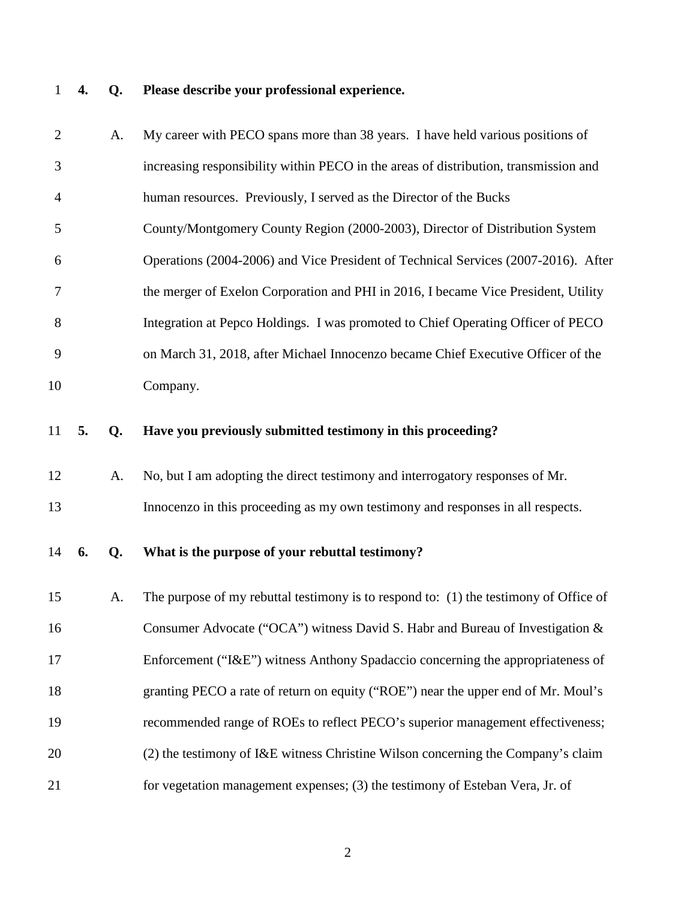**4. Q. Please describe your professional experience.**

A. My career with PECO spans more than 38 years. I have held various positions of increasing responsibility within PECO in the areas of distribution, transmission and human resources. Previously, I served as the Director of the Bucks County/Montgomery County Region (2000-2003), Director of Distribution System Operations (2004-2006) and Vice President of Technical Services (2007-2016). After the merger of Exelon Corporation and PHI in 2016, I became Vice President, Utility Integration at Pepco Holdings. I was promoted to Chief Operating Officer of PECO on March 31, 2018, after Michael Innocenzo became Chief Executive Officer of the Company.

**5. Q. Have you previously submitted testimony in this proceeding?**

A. No, but I am adopting the direct testimony and interrogatory responses of Mr. Innocenzo in this proceeding as my own testimony and responses in all respects.

**6. Q. What is the purpose of your rebuttal testimony?**

A. The purpose of my rebuttal testimony is to respond to: (1) the testimony of Office of Consumer Advocate ("OCA") witness David S. Habr and Bureau of Investigation & Enforcement ("I&E") witness Anthony Spadaccio concerning the appropriateness of granting PECO a rate of return on equity ("ROE") near the upper end of Mr. Moul's recommended range of ROEs to reflect PECO's superior management effectiveness; (2) the testimony of I&E witness Christine Wilson concerning the Company's claim for vegetation management expenses; (3) the testimony of Esteban Vera, Jr. of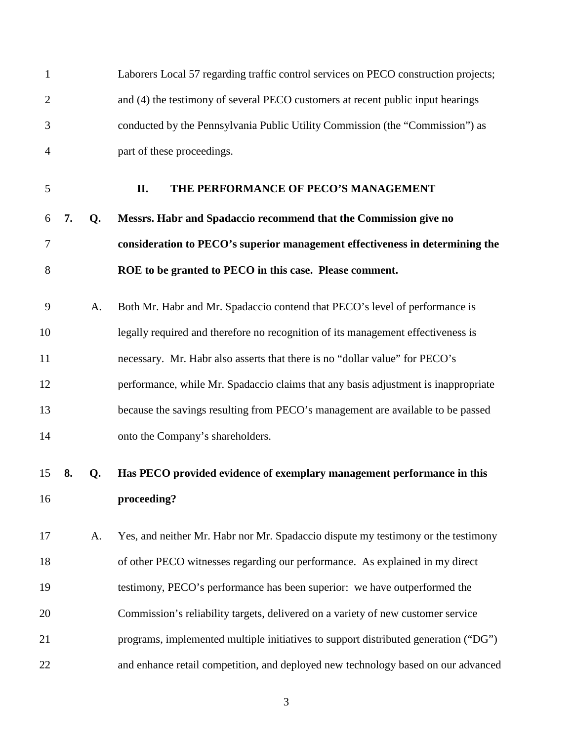Laborers Local 57 regarding traffic control services on PECO construction projects; and (4) the testimony of several PECO customers at recent public input hearings conducted by the Pennsylvania Public Utility Commission (the "Commission") as part of these proceedings.

## II. THE PERFORMANCE OF PECO'S MANAGEMENT

**7. Q. Messrs. Habr and Spadaccio recommend that the Commission give no consideration to PECO's superior management effectiveness in determining the ROE to be granted to PECO in this case. Please comment.**

A. Both Mr. Habr and Mr. Spadaccio contend that PECO's level of performance is legally required and therefore no recognition of its management effectiveness is necessary. Mr. Habr also asserts that there is no "dollar value" for PECO's performance, while Mr. Spadaccio claims that any basis adjustment is inappropriate because the savings resulting from PECO's management are available to be passed onto the Company's shareholders.

**8. Q. Has PECO provided evidence of exemplary management performance in this proceeding?**

A. Yes, and neither Mr. Habr nor Mr. Spadaccio dispute my testimony or the testimony of other PECO witnesses regarding our performance. As explained in my direct testimony, PECO's performance has been superior: we have outperformed the Commission's reliability targets, delivered on a variety of new customer service programs, implemented multiple initiatives to support distributed generation ("DG") and enhance retail competition, and deployed new technology based on our advanced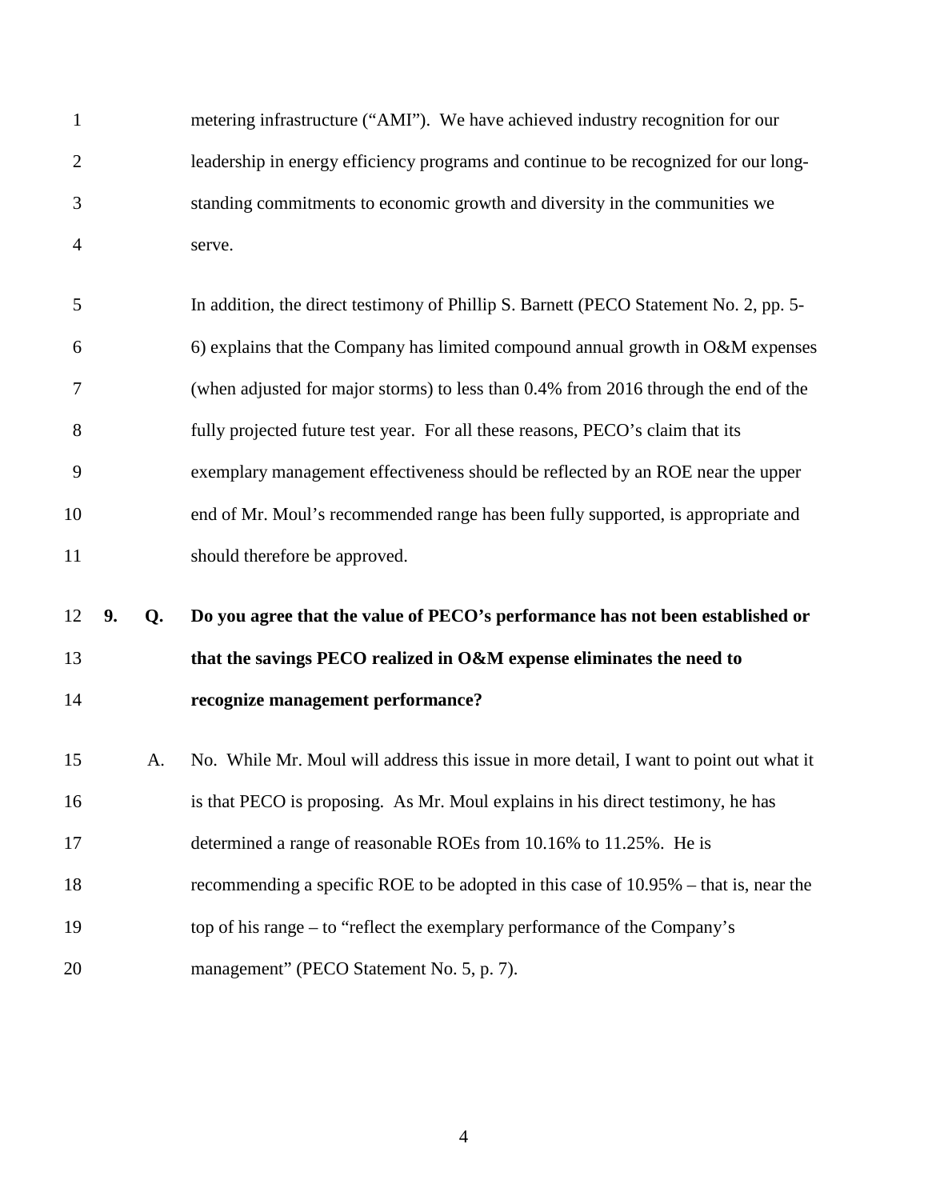metering infrastructure ("AMI"). We have achieved industry recognition for our leadership in energy efficiency programs and continue to be recognized for our long-standing commitments to economic growth and diversity in the communities we serve.

In addition, the direct testimony of Phillip S. Barnett (PECO Statement No. 2, pp. 5-6) explains that the Company has limited compound annual growth in O&M expenses (when adjusted for major storms) to less than 0.4% from 2016 through the end of the fully projected future test year. For all these reasons, PECO's claim that its exemplary management effectiveness should be reflected by an ROE near the upper end of Mr. Moul's recommended range has been fully supported, is appropriate and should therefore be approved.

**9. Q. Do you agree that the value of PECO's performance has not been established or that the savings PECO realized in O&M expense eliminates the need to recognize management performance?**

A. No. While Mr. Moul will address this issue in more detail, I want to point out what it is that PECO is proposing. As Mr. Moul explains in his direct testimony, he has determined a range of reasonable ROEs from 10.16% to 11.25%. He is recommending a specific ROE to be adopted in this case of 10.95% – that is, near the top of his range – to "reflect the exemplary performance of the Company's management" (PECO Statement No. 5, p. 7).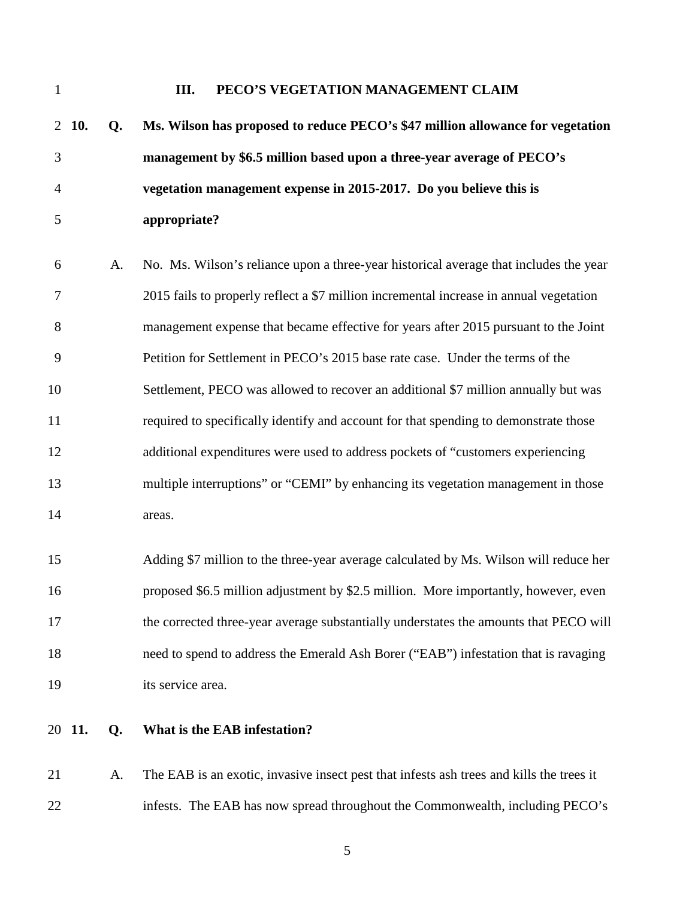## III. PECO'S VEGETATION MANAGEMENT CLAIM

**10. Q. Ms. Wilson has proposed to reduce PECO's $47 million allowance for vegetation management by $6.5 million based upon a three-year average of PECO's vegetation management expense in 2015-2017. Do you believe this is appropriate?**

A. No. Ms. Wilson's reliance upon a three-year historical average that includes the year 2015 fails to properly reflect a $7 million incremental increase in annual vegetation management expense that became effective for years after 2015 pursuant to the Joint Petition for Settlement in PECO's 2015 base rate case. Under the terms of the Settlement, PECO was allowed to recover an additional $7 million annually but was required to specifically identify and account for that spending to demonstrate those additional expenditures were used to address pockets of "customers experiencing multiple interruptions" or "CEMI" by enhancing its vegetation management in those areas.

Adding $7 million to the three-year average calculated by Ms. Wilson will reduce her proposed $6.5 million adjustment by $2.5 million. More importantly, however, even the corrected three-year average substantially understates the amounts that PECO will need to spend to address the Emerald Ash Borer ("EAB") infestation that is ravaging its service area.

**11. Q. What is the EAB infestation?**

A. The EAB is an exotic, invasive insect pest that infests ash trees and kills the trees it infests. The EAB has now spread throughout the Commonwealth, including PECO's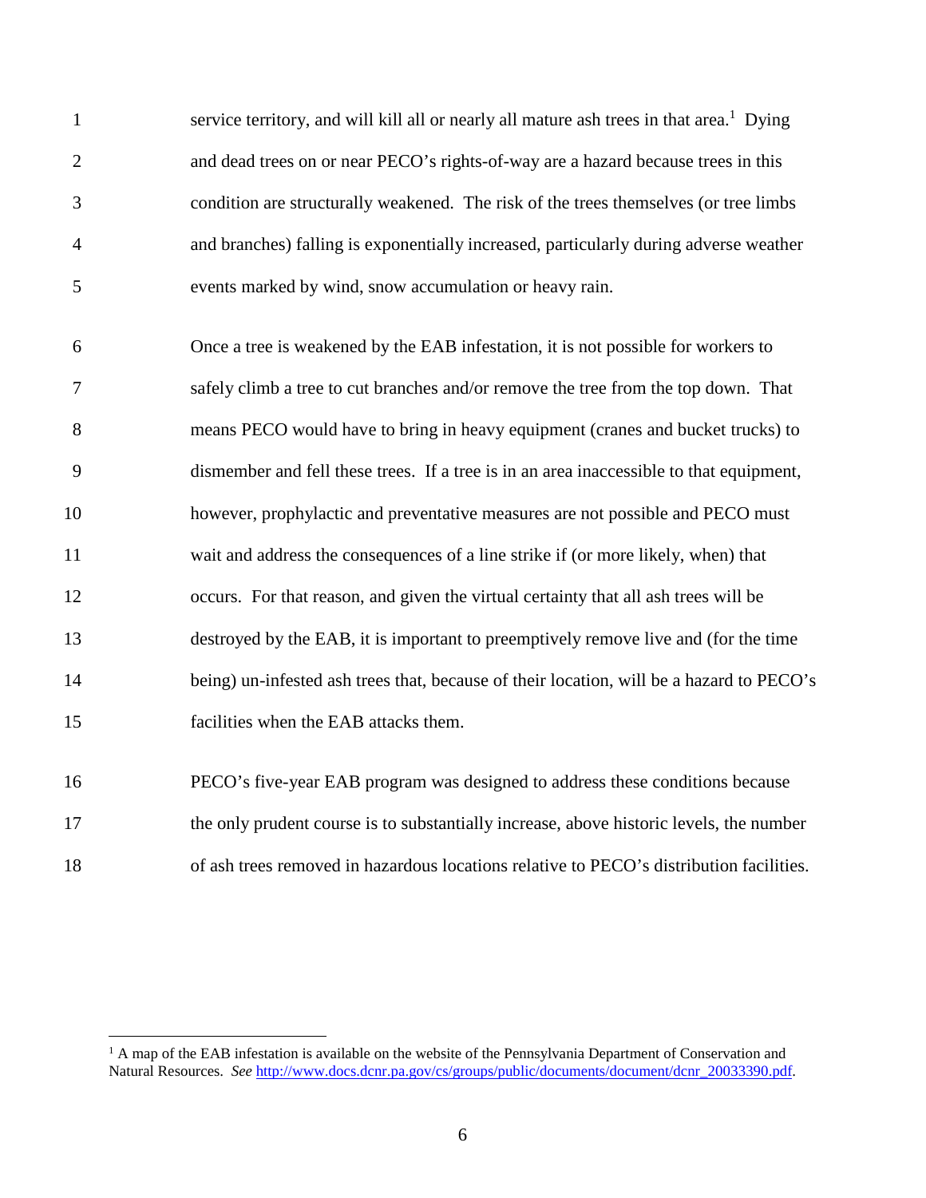service territory, and will kill all or nearly all mature ash trees in that area.[1] Dying and dead trees on or near PECO's rights-of-way are a hazard because trees in this condition are structurally weakened. The risk of the trees themselves (or tree limbs and branches) falling is exponentially increased, particularly during adverse weather events marked by wind, snow accumulation or heavy rain.

Once a tree is weakened by the EAB infestation, it is not possible for workers to safely climb a tree to cut branches and/or remove the tree from the top down. That means PECO would have to bring in heavy equipment (cranes and bucket trucks) to dismember and fell these trees. If a tree is in an area inaccessible to that equipment, however, prophylactic and preventative measures are not possible and PECO must wait and address the consequences of a line strike if (or more likely, when) that occurs. For that reason, and given the virtual certainty that all ash trees will be destroyed by the EAB, it is important to preemptively remove live and (for the time being) un-infested ash trees that, because of their location, will be a hazard to PECO's facilities when the EAB attacks them.

PECO's five-year EAB program was designed to address these conditions because the only prudent course is to substantially increase, above historic levels, the number of ash trees removed in hazardous locations relative to PECO's distribution facilities.

---

[1] A map of the EAB infestation is available on the website of the Pennsylvania Department of Conservation and Natural Resources. *See* http://www.docs.dcnr.pa.gov/cs/groups/public/documents/document/dcnr_20033390.pdf.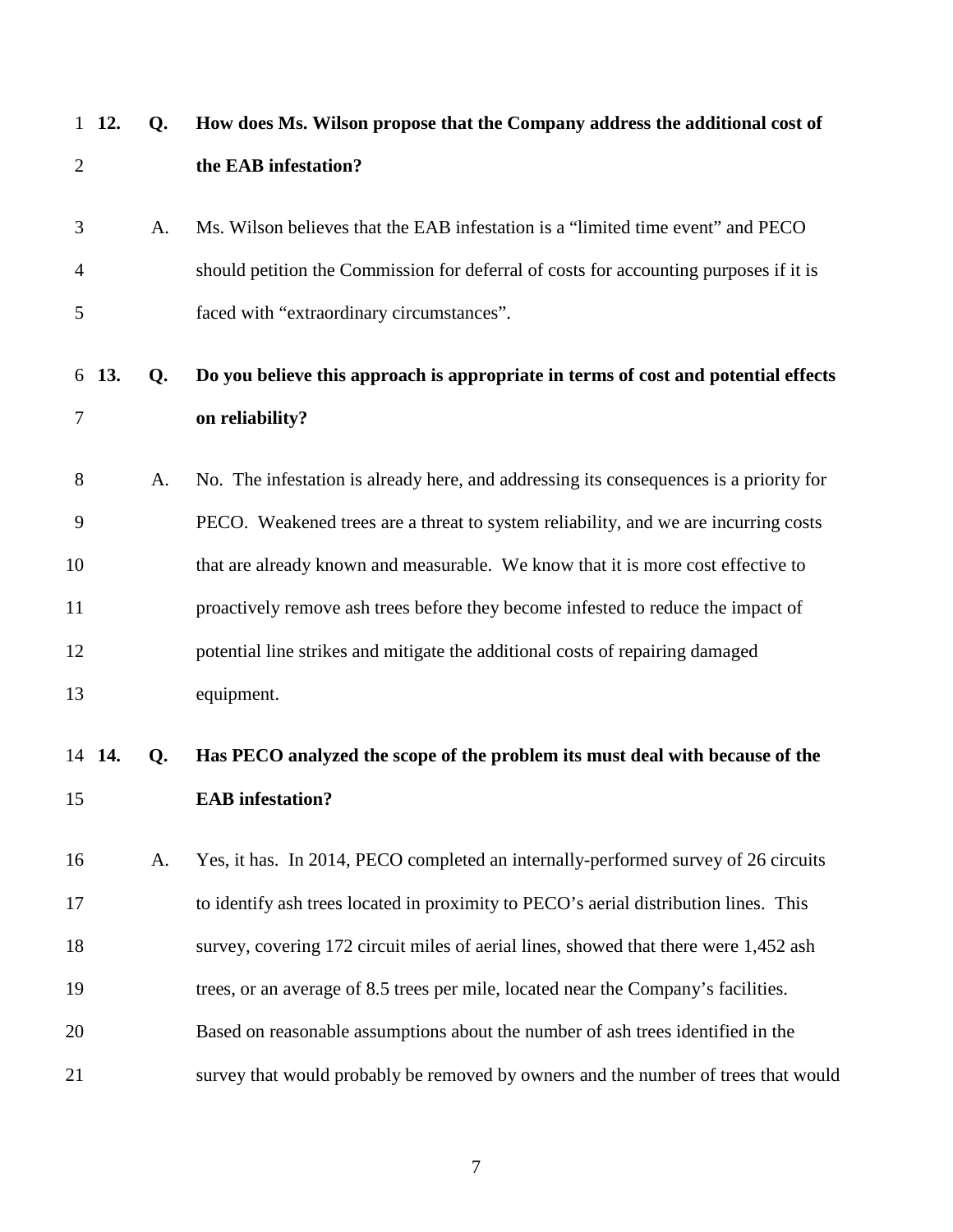**12. Q. How does Ms. Wilson propose that the Company address the additional cost of the EAB infestation?**

A. Ms. Wilson believes that the EAB infestation is a "limited time event" and PECO should petition the Commission for deferral of costs for accounting purposes if it is faced with "extraordinary circumstances".

**13. Q. Do you believe this approach is appropriate in terms of cost and potential effects on reliability?**

A. No. The infestation is already here, and addressing its consequences is a priority for PECO. Weakened trees are a threat to system reliability, and we are incurring costs that are already known and measurable. We know that it is more cost effective to proactively remove ash trees before they become infested to reduce the impact of potential line strikes and mitigate the additional costs of repairing damaged equipment.

**14. Q. Has PECO analyzed the scope of the problem its must deal with because of the EAB infestation?**

A. Yes, it has. In 2014, PECO completed an internally-performed survey of 26 circuits to identify ash trees located in proximity to PECO's aerial distribution lines. This survey, covering 172 circuit miles of aerial lines, showed that there were 1,452 ash trees, or an average of 8.5 trees per mile, located near the Company's facilities. Based on reasonable assumptions about the number of ash trees identified in the survey that would probably be removed by owners and the number of trees that would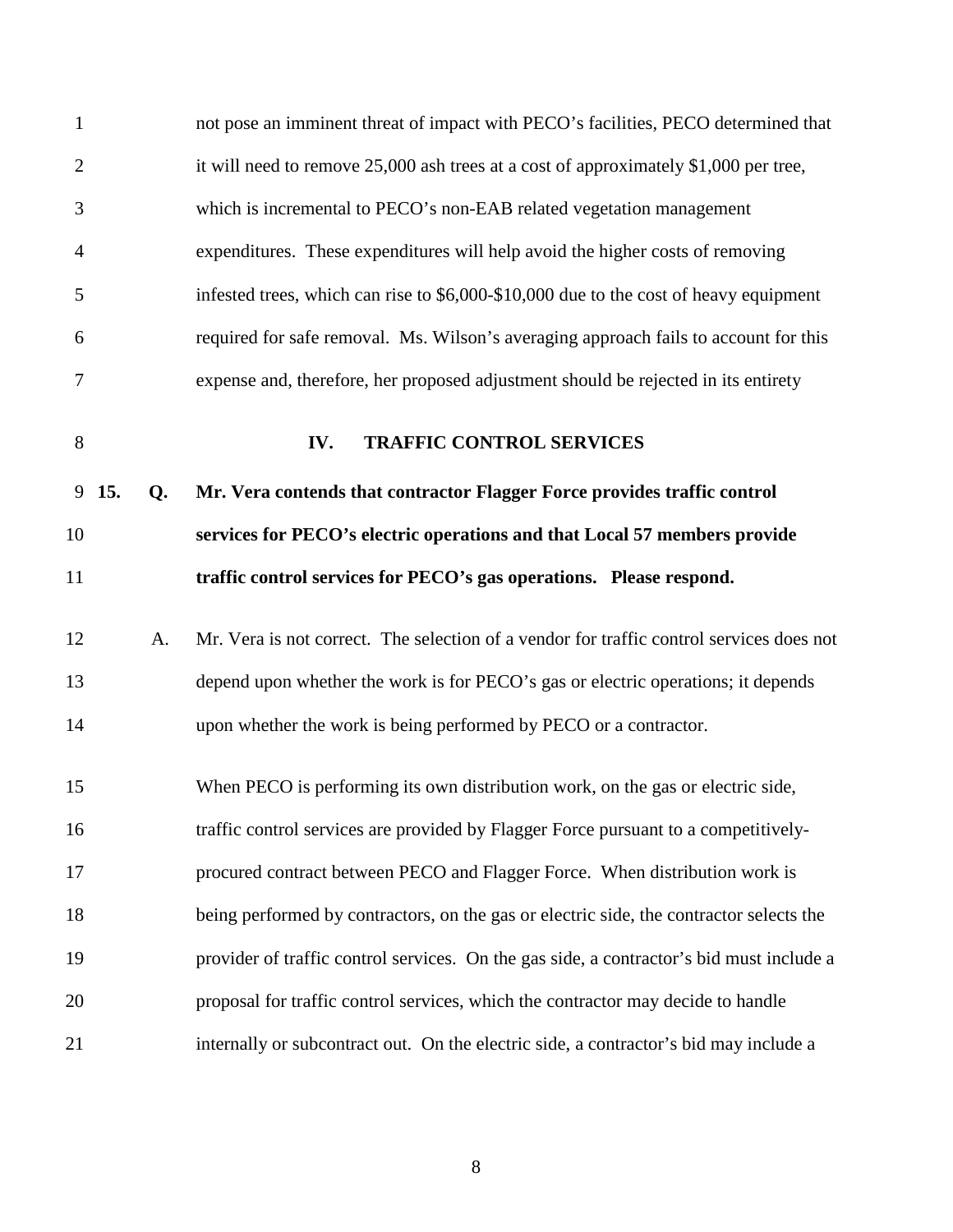not pose an imminent threat of impact with PECO's facilities, PECO determined that it will need to remove 25,000 ash trees at a cost of approximately $1,000 per tree, which is incremental to PECO's non-EAB related vegetation management expenditures. These expenditures will help avoid the higher costs of removing infested trees, which can rise to $6,000-$10,000 due to the cost of heavy equipment required for safe removal. Ms. Wilson's averaging approach fails to account for this expense and, therefore, her proposed adjustment should be rejected in its entirety

## IV. TRAFFIC CONTROL SERVICES

**15. Q. Mr. Vera contends that contractor Flagger Force provides traffic control services for PECO's electric operations and that Local 57 members provide traffic control services for PECO's gas operations. Please respond.**

A. Mr. Vera is not correct. The selection of a vendor for traffic control services does not depend upon whether the work is for PECO's gas or electric operations; it depends upon whether the work is being performed by PECO or a contractor.

When PECO is performing its own distribution work, on the gas or electric side, traffic control services are provided by Flagger Force pursuant to a competitively-procured contract between PECO and Flagger Force. When distribution work is being performed by contractors, on the gas or electric side, the contractor selects the provider of traffic control services. On the gas side, a contractor's bid must include a proposal for traffic control services, which the contractor may decide to handle internally or subcontract out. On the electric side, a contractor's bid may include a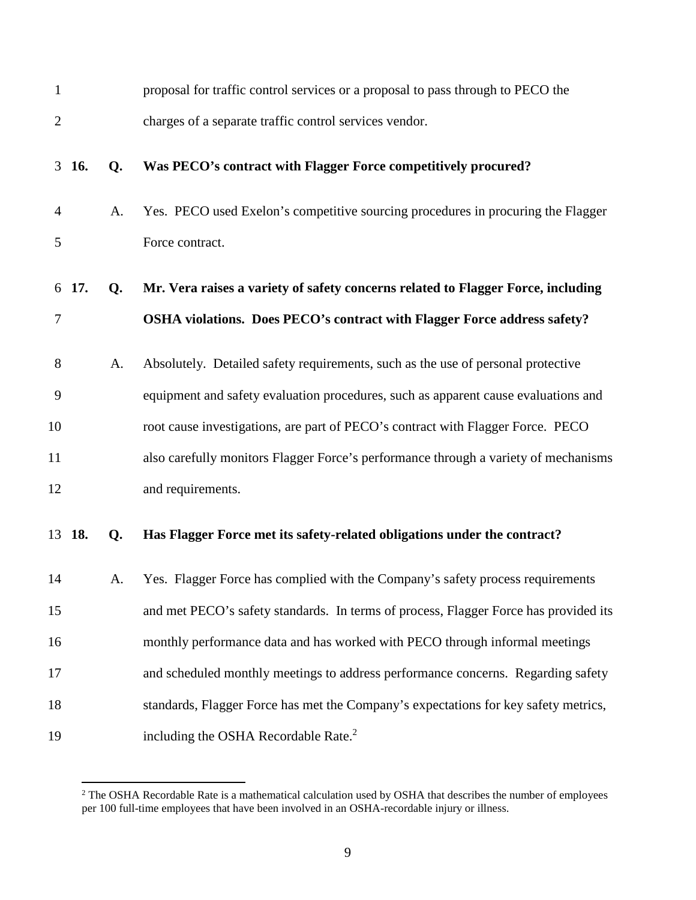proposal for traffic control services or a proposal to pass through to PECO the charges of a separate traffic control services vendor.

**16. Q. Was PECO's contract with Flagger Force competitively procured?**

A. Yes. PECO used Exelon's competitive sourcing procedures in procuring the Flagger Force contract.

**17. Q. Mr. Vera raises a variety of safety concerns related to Flagger Force, including OSHA violations. Does PECO's contract with Flagger Force address safety?**

A. Absolutely. Detailed safety requirements, such as the use of personal protective equipment and safety evaluation procedures, such as apparent cause evaluations and root cause investigations, are part of PECO's contract with Flagger Force. PECO also carefully monitors Flagger Force's performance through a variety of mechanisms and requirements.

**18. Q. Has Flagger Force met its safety-related obligations under the contract?**

A. Yes. Flagger Force has complied with the Company's safety process requirements and met PECO's safety standards. In terms of process, Flagger Force has provided its monthly performance data and has worked with PECO through informal meetings and scheduled monthly meetings to address performance concerns. Regarding safety standards, Flagger Force has met the Company's expectations for key safety metrics, including the OSHA Recordable Rate.[2]

---

[2] The OSHA Recordable Rate is a mathematical calculation used by OSHA that describes the number of employees per 100 full-time employees that have been involved in an OSHA-recordable injury or illness.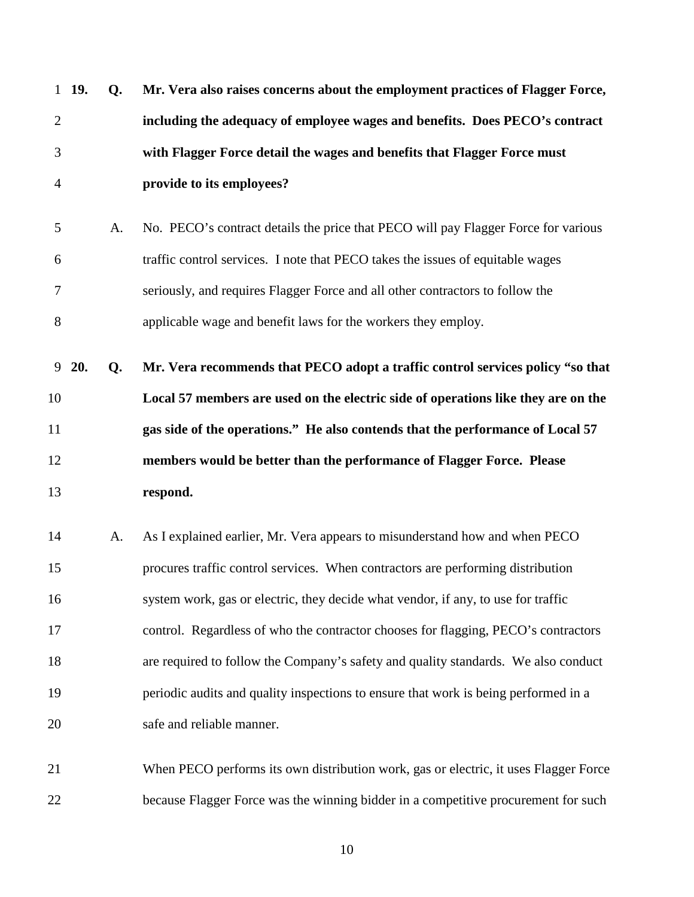**19. Q. Mr. Vera also raises concerns about the employment practices of Flagger Force, including the adequacy of employee wages and benefits. Does PECO's contract with Flagger Force detail the wages and benefits that Flagger Force must provide to its employees?**

A. No. PECO's contract details the price that PECO will pay Flagger Force for various traffic control services. I note that PECO takes the issues of equitable wages seriously, and requires Flagger Force and all other contractors to follow the applicable wage and benefit laws for the workers they employ.

**20. Q. Mr. Vera recommends that PECO adopt a traffic control services policy "so that Local 57 members are used on the electric side of operations like they are on the gas side of the operations." He also contends that the performance of Local 57 members would be better than the performance of Flagger Force. Please respond.**

A. As I explained earlier, Mr. Vera appears to misunderstand how and when PECO procures traffic control services. When contractors are performing distribution system work, gas or electric, they decide what vendor, if any, to use for traffic control. Regardless of who the contractor chooses for flagging, PECO's contractors are required to follow the Company's safety and quality standards. We also conduct periodic audits and quality inspections to ensure that work is being performed in a safe and reliable manner.

When PECO performs its own distribution work, gas or electric, it uses Flagger Force because Flagger Force was the winning bidder in a competitive procurement for such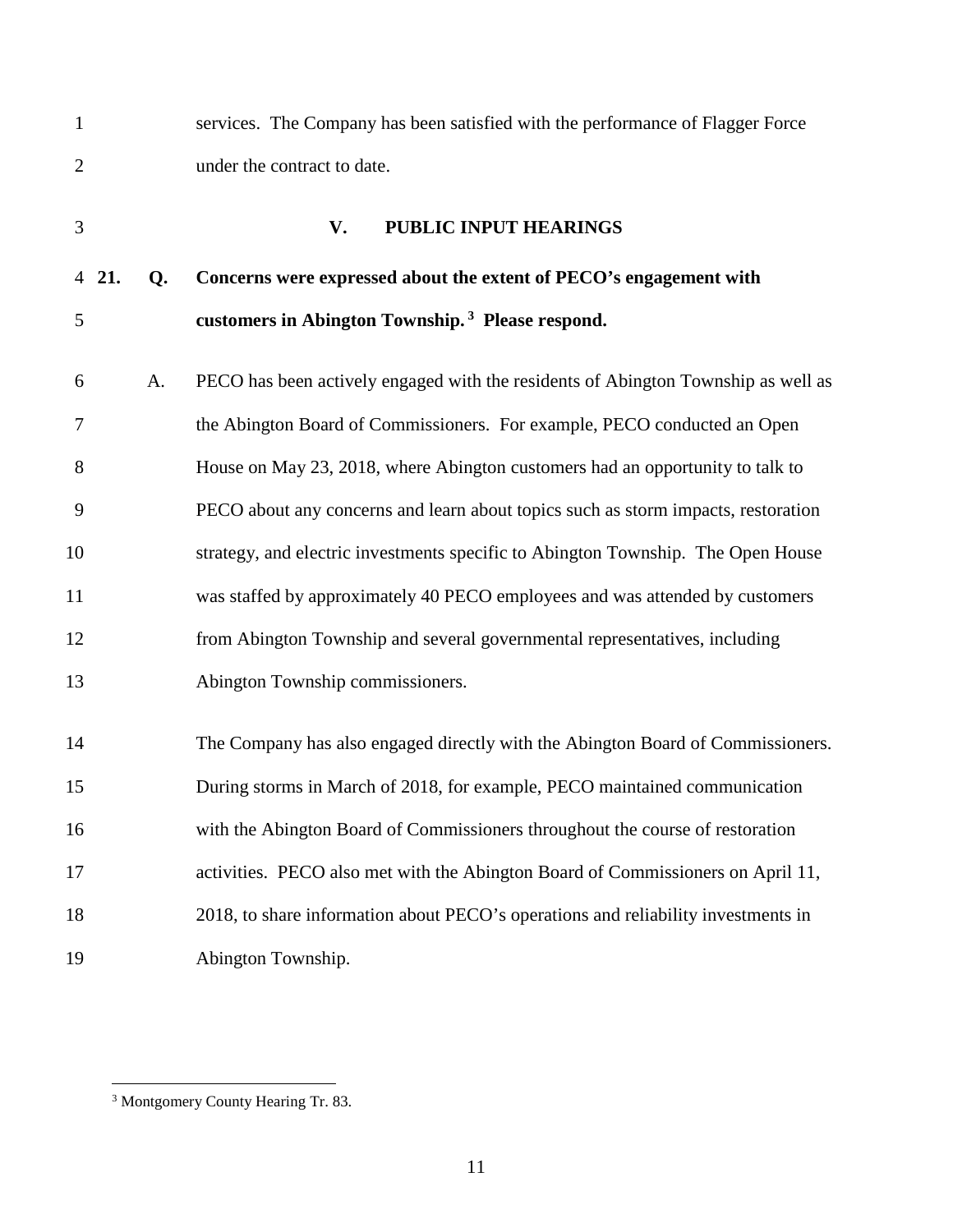services. The Company has been satisfied with the performance of Flagger Force under the contract to date.

## V. PUBLIC INPUT HEARINGS

**21. Q. Concerns were expressed about the extent of PECO's engagement with customers in Abington Township.[3] Please respond.**

A. PECO has been actively engaged with the residents of Abington Township as well as the Abington Board of Commissioners. For example, PECO conducted an Open House on May 23, 2018, where Abington customers had an opportunity to talk to PECO about any concerns and learn about topics such as storm impacts, restoration strategy, and electric investments specific to Abington Township. The Open House was staffed by approximately 40 PECO employees and was attended by customers from Abington Township and several governmental representatives, including Abington Township commissioners.

The Company has also engaged directly with the Abington Board of Commissioners. During storms in March of 2018, for example, PECO maintained communication with the Abington Board of Commissioners throughout the course of restoration activities. PECO also met with the Abington Board of Commissioners on April 11, 2018, to share information about PECO's operations and reliability investments in Abington Township.

---

[3] Montgomery County Hearing Tr. 83.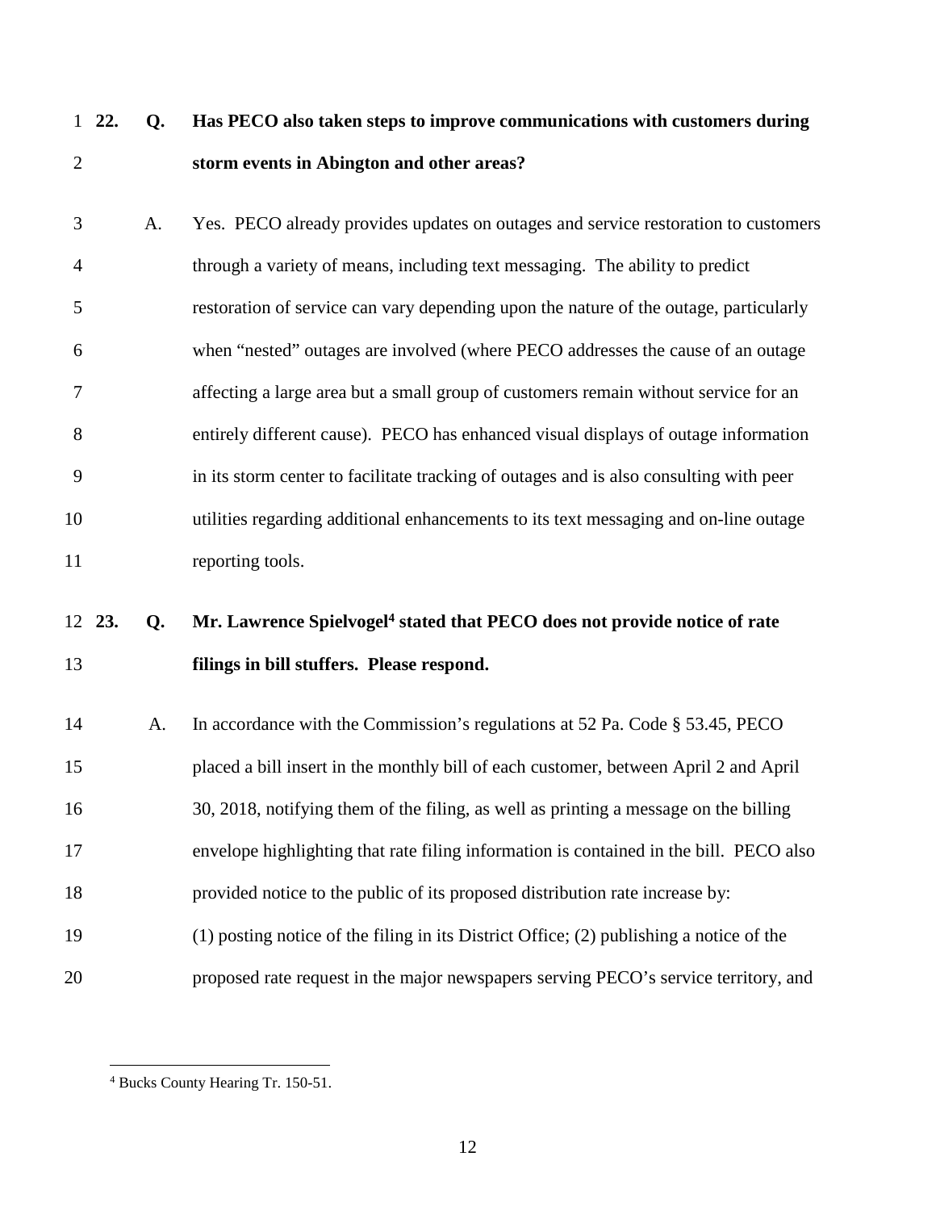**22. Q. Has PECO also taken steps to improve communications with customers during storm events in Abington and other areas?**

A. Yes. PECO already provides updates on outages and service restoration to customers through a variety of means, including text messaging. The ability to predict restoration of service can vary depending upon the nature of the outage, particularly when "nested" outages are involved (where PECO addresses the cause of an outage affecting a large area but a small group of customers remain without service for an entirely different cause). PECO has enhanced visual displays of outage information in its storm center to facilitate tracking of outages and is also consulting with peer utilities regarding additional enhancements to its text messaging and on-line outage reporting tools.

**23. Q. Mr. Lawrence Spielvogel[4] stated that PECO does not provide notice of rate filings in bill stuffers. Please respond.**

A. In accordance with the Commission's regulations at 52 Pa. Code § 53.45, PECO placed a bill insert in the monthly bill of each customer, between April 2 and April 30, 2018, notifying them of the filing, as well as printing a message on the billing envelope highlighting that rate filing information is contained in the bill. PECO also provided notice to the public of its proposed distribution rate increase by: (1) posting notice of the filing in its District Office; (2) publishing a notice of the proposed rate request in the major newspapers serving PECO's service territory, and

[4] Bucks County Hearing Tr. 150-51.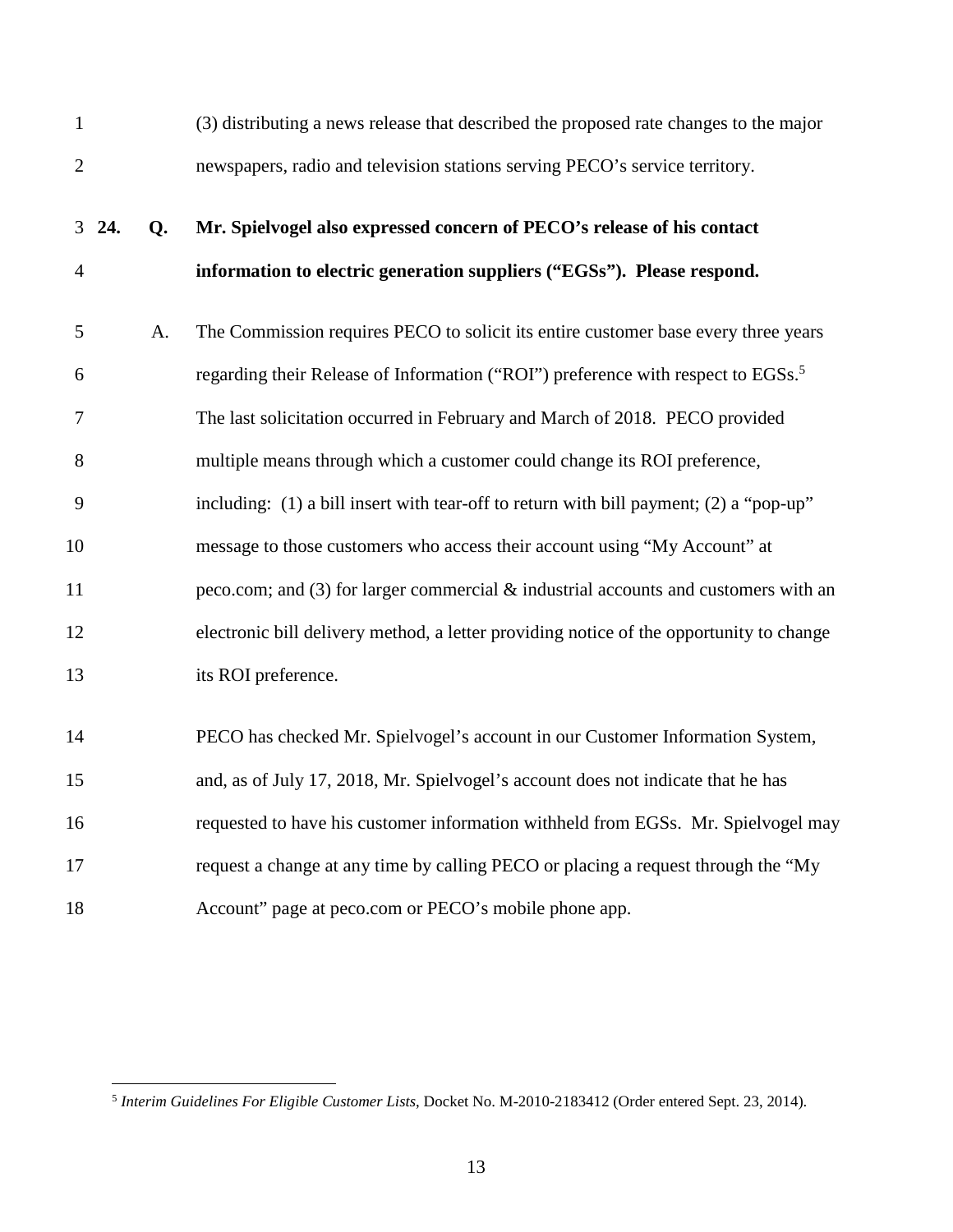(3) distributing a news release that described the proposed rate changes to the major newspapers, radio and television stations serving PECO's service territory.

**24. Q. Mr. Spielvogel also expressed concern of PECO's release of his contact information to electric generation suppliers ("EGSs"). Please respond.**

A. The Commission requires PECO to solicit its entire customer base every three years regarding their Release of Information ("ROI") preference with respect to EGSs.[5] The last solicitation occurred in February and March of 2018. PECO provided multiple means through which a customer could change its ROI preference, including: (1) a bill insert with tear-off to return with bill payment; (2) a "pop-up" message to those customers who access their account using "My Account" at peco.com; and (3) for larger commercial & industrial accounts and customers with an electronic bill delivery method, a letter providing notice of the opportunity to change its ROI preference.

PECO has checked Mr. Spielvogel's account in our Customer Information System, and, as of July 17, 2018, Mr. Spielvogel's account does not indicate that he has requested to have his customer information withheld from EGSs. Mr. Spielvogel may request a change at any time by calling PECO or placing a request through the "My Account" page at peco.com or PECO's mobile phone app.

---

[5] *Interim Guidelines For Eligible Customer Lists*, Docket No. M-2010-2183412 (Order entered Sept. 23, 2014).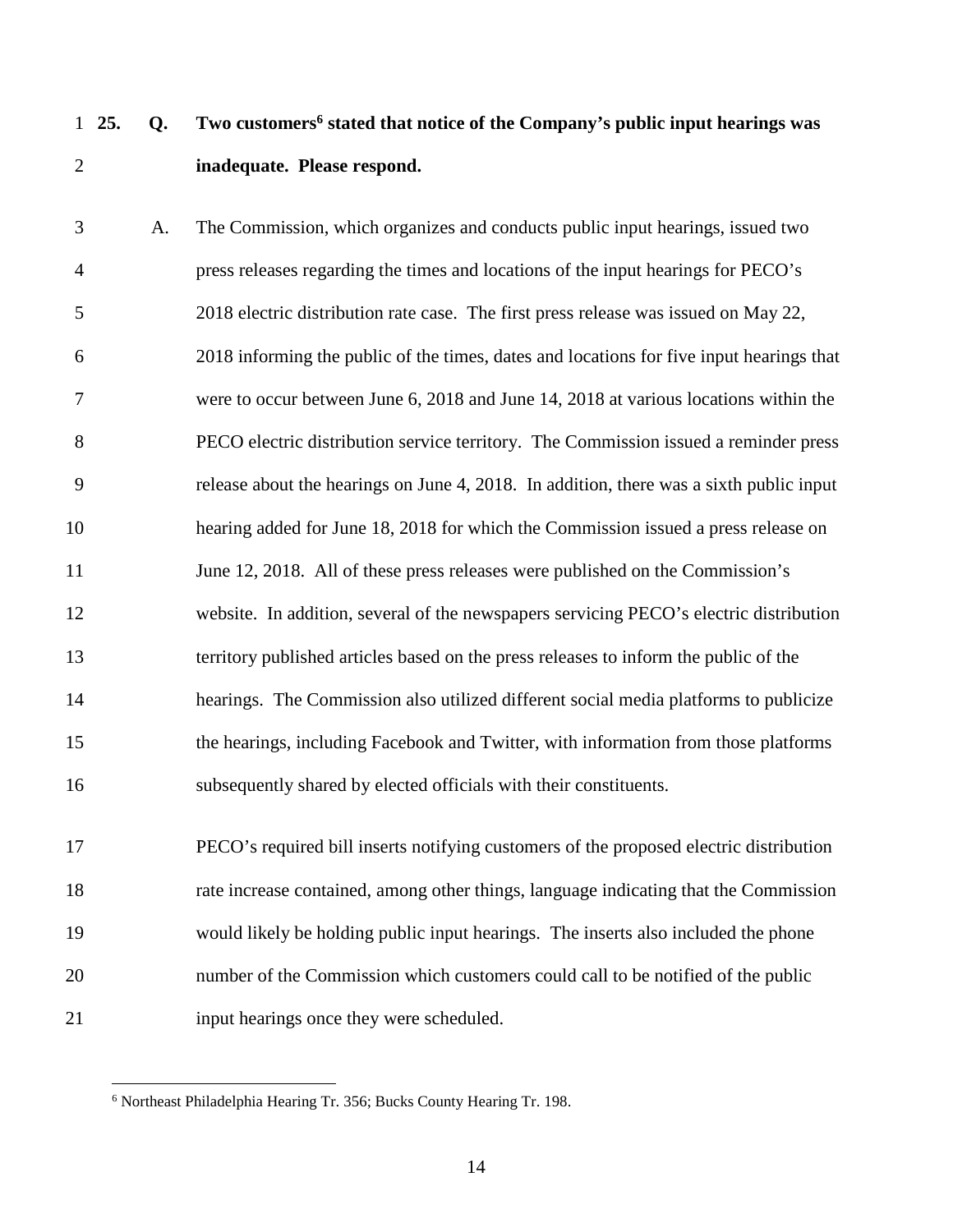**25. Q. Two customers[6] stated that notice of the Company's public input hearings was inadequate. Please respond.**

A. The Commission, which organizes and conducts public input hearings, issued two press releases regarding the times and locations of the input hearings for PECO's 2018 electric distribution rate case. The first press release was issued on May 22, 2018 informing the public of the times, dates and locations for five input hearings that were to occur between June 6, 2018 and June 14, 2018 at various locations within the PECO electric distribution service territory. The Commission issued a reminder press release about the hearings on June 4, 2018. In addition, there was a sixth public input hearing added for June 18, 2018 for which the Commission issued a press release on June 12, 2018. All of these press releases were published on the Commission's website. In addition, several of the newspapers servicing PECO's electric distribution territory published articles based on the press releases to inform the public of the hearings. The Commission also utilized different social media platforms to publicize the hearings, including Facebook and Twitter, with information from those platforms subsequently shared by elected officials with their constituents.

PECO's required bill inserts notifying customers of the proposed electric distribution rate increase contained, among other things, language indicating that the Commission would likely be holding public input hearings. The inserts also included the phone number of the Commission which customers could call to be notified of the public input hearings once they were scheduled.

[6] Northeast Philadelphia Hearing Tr. 356; Bucks County Hearing Tr. 198.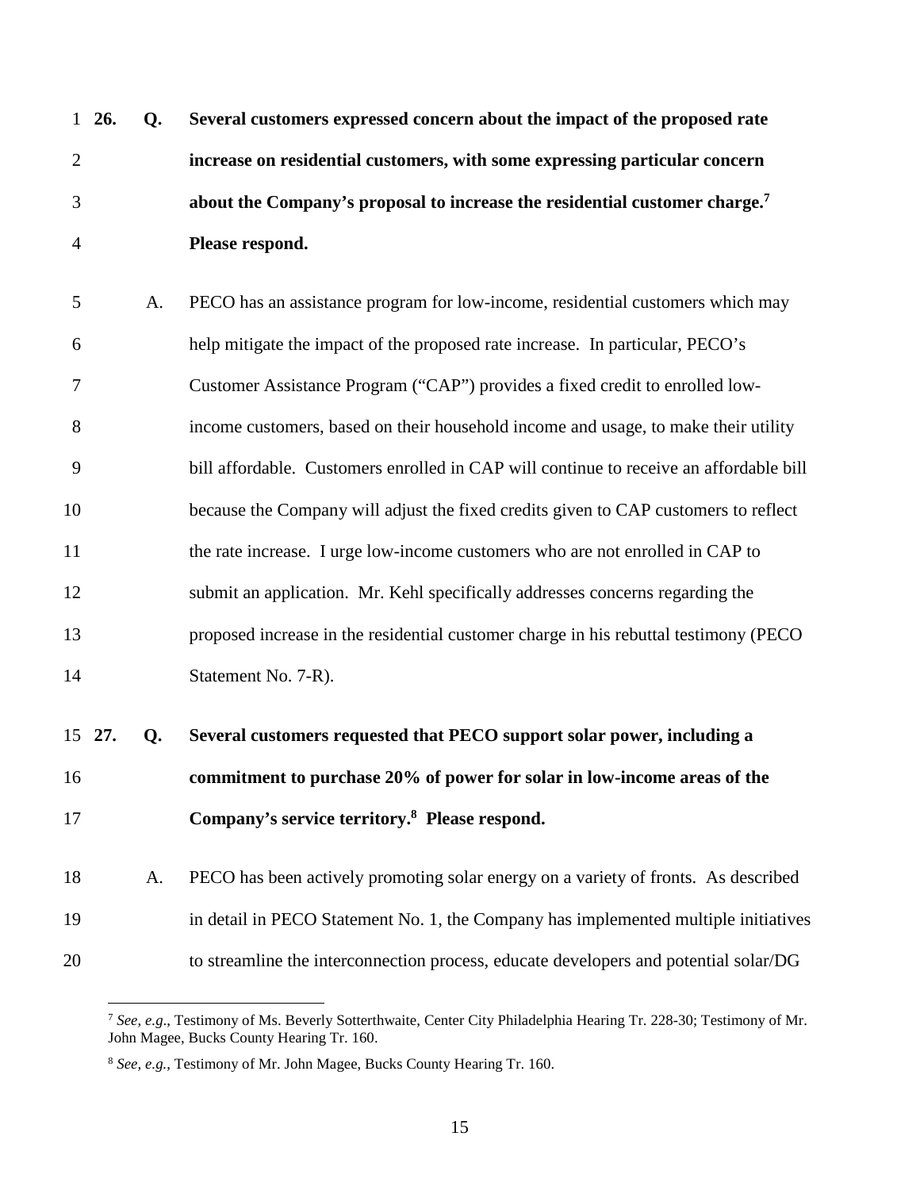**26. Q. Several customers expressed concern about the impact of the proposed rate increase on residential customers, with some expressing particular concern about the Company's proposal to increase the residential customer charge.[7] Please respond.**

A. PECO has an assistance program for low-income, residential customers which may help mitigate the impact of the proposed rate increase. In particular, PECO's Customer Assistance Program ("CAP") provides a fixed credit to enrolled low-income customers, based on their household income and usage, to make their utility bill affordable. Customers enrolled in CAP will continue to receive an affordable bill because the Company will adjust the fixed credits given to CAP customers to reflect the rate increase. I urge low-income customers who are not enrolled in CAP to submit an application. Mr. Kehl specifically addresses concerns regarding the proposed increase in the residential customer charge in his rebuttal testimony (PECO Statement No. 7-R).

**27. Q. Several customers requested that PECO support solar power, including a commitment to purchase 20% of power for solar in low-income areas of the Company's service territory.[8] Please respond.**

A. PECO has been actively promoting solar energy on a variety of fronts. As described in detail in PECO Statement No. 1, the Company has implemented multiple initiatives to streamline the interconnection process, educate developers and potential solar/DG

---

[7] *See, e.g.*, Testimony of Ms. Beverly Sotterthwaite, Center City Philadelphia Hearing Tr. 228-30; Testimony of Mr. John Magee, Bucks County Hearing Tr. 160.

[8] *See, e.g.*, Testimony of Mr. John Magee, Bucks County Hearing Tr. 160.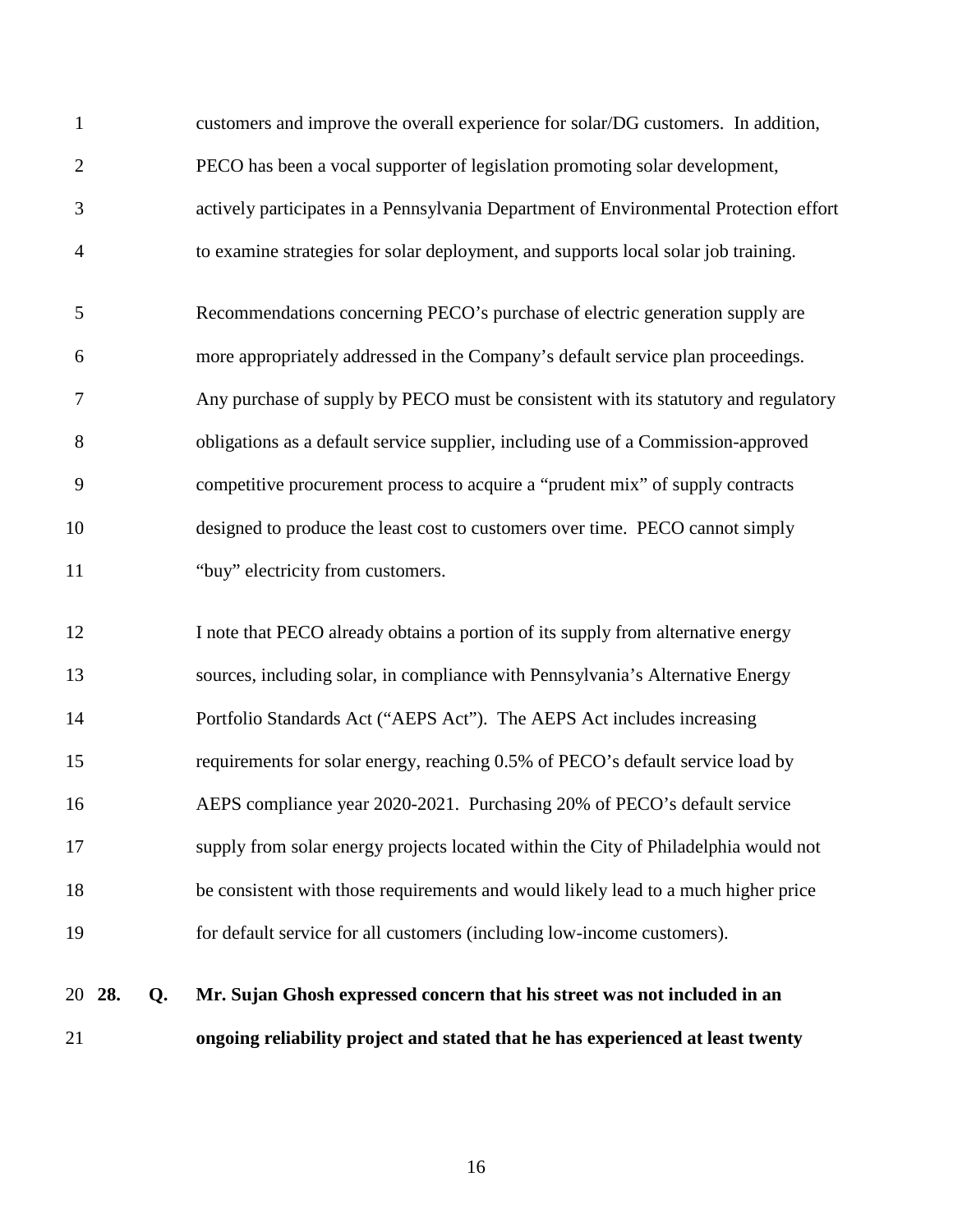customers and improve the overall experience for solar/DG customers. In addition, PECO has been a vocal supporter of legislation promoting solar development, actively participates in a Pennsylvania Department of Environmental Protection effort to examine strategies for solar deployment, and supports local solar job training.

Recommendations concerning PECO's purchase of electric generation supply are more appropriately addressed in the Company's default service plan proceedings. Any purchase of supply by PECO must be consistent with its statutory and regulatory obligations as a default service supplier, including use of a Commission-approved competitive procurement process to acquire a "prudent mix" of supply contracts designed to produce the least cost to customers over time. PECO cannot simply "buy" electricity from customers.

I note that PECO already obtains a portion of its supply from alternative energy sources, including solar, in compliance with Pennsylvania's Alternative Energy Portfolio Standards Act ("AEPS Act"). The AEPS Act includes increasing requirements for solar energy, reaching 0.5% of PECO's default service load by AEPS compliance year 2020-2021. Purchasing 20% of PECO's default service supply from solar energy projects located within the City of Philadelphia would not be consistent with those requirements and would likely lead to a much higher price for default service for all customers (including low-income customers).

**28. Q. Mr. Sujan Ghosh expressed concern that his street was not included in an ongoing reliability project and stated that he has experienced at least twenty**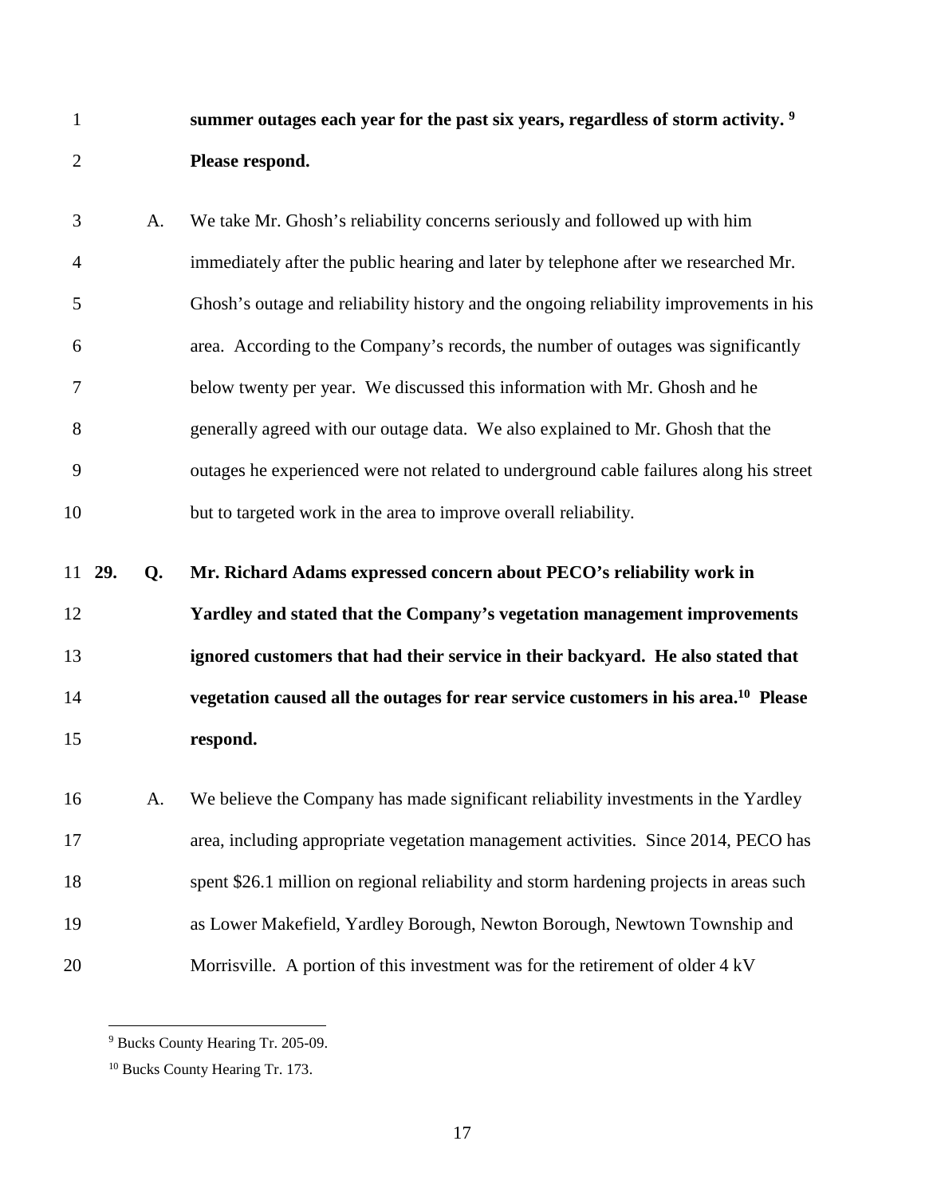**summer outages each year for the past six years, regardless of storm activity.** [9] **Please respond.**

A. We take Mr. Ghosh's reliability concerns seriously and followed up with him immediately after the public hearing and later by telephone after we researched Mr. Ghosh's outage and reliability history and the ongoing reliability improvements in his area. According to the Company's records, the number of outages was significantly below twenty per year. We discussed this information with Mr. Ghosh and he generally agreed with our outage data. We also explained to Mr. Ghosh that the outages he experienced were not related to underground cable failures along his street but to targeted work in the area to improve overall reliability.

**29. Q. Mr. Richard Adams expressed concern about PECO's reliability work in Yardley and stated that the Company's vegetation management improvements ignored customers that had their service in their backyard. He also stated that vegetation caused all the outages for rear service customers in his area.**[10] **Please respond.**

A. We believe the Company has made significant reliability investments in the Yardley area, including appropriate vegetation management activities. Since 2014, PECO has spent $26.1 million on regional reliability and storm hardening projects in areas such as Lower Makefield, Yardley Borough, Newton Borough, Newtown Township and Morrisville. A portion of this investment was for the retirement of older 4 kV

---

[9] Bucks County Hearing Tr. 205-09.

[10] Bucks County Hearing Tr. 173.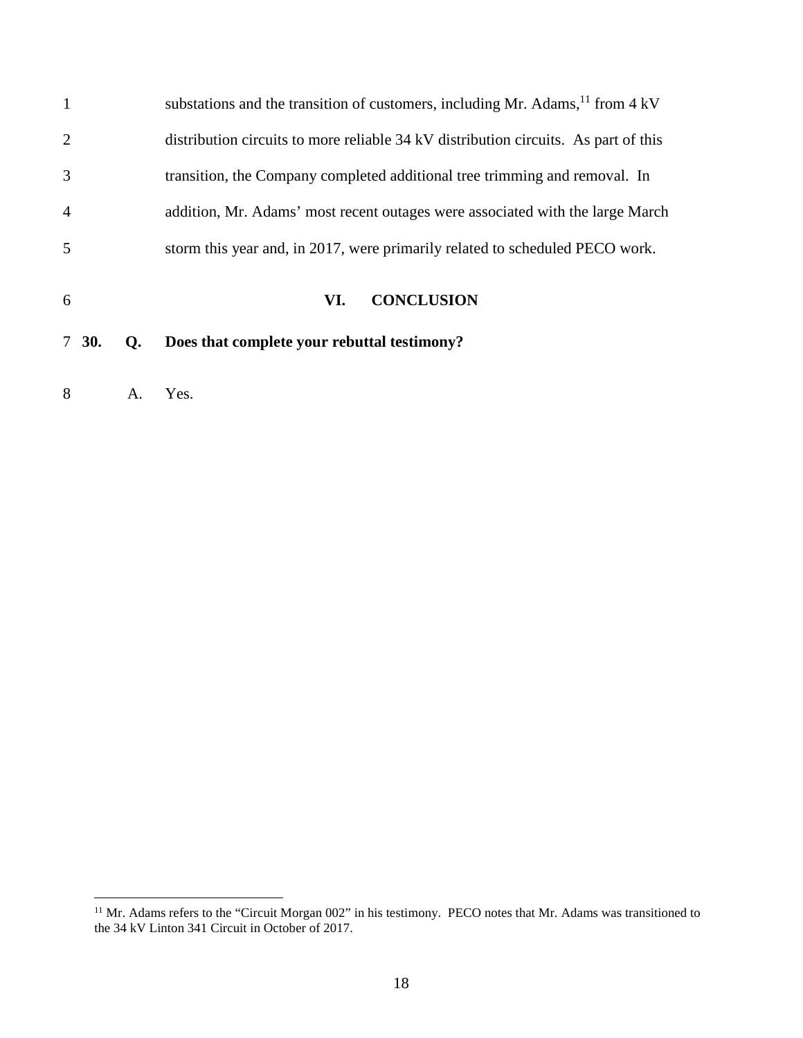substations and the transition of customers, including Mr. Adams,[11] from 4 kV distribution circuits to more reliable 34 kV distribution circuits. As part of this transition, the Company completed additional tree trimming and removal. In addition, Mr. Adams' most recent outages were associated with the large March storm this year and, in 2017, were primarily related to scheduled PECO work.

## VI. CONCLUSION

**30. Q. Does that complete your rebuttal testimony?**

A. Yes.

---

[11] Mr. Adams refers to the "Circuit Morgan 002" in his testimony. PECO notes that Mr. Adams was transitioned to the 34 kV Linton 341 Circuit in October of 2017.